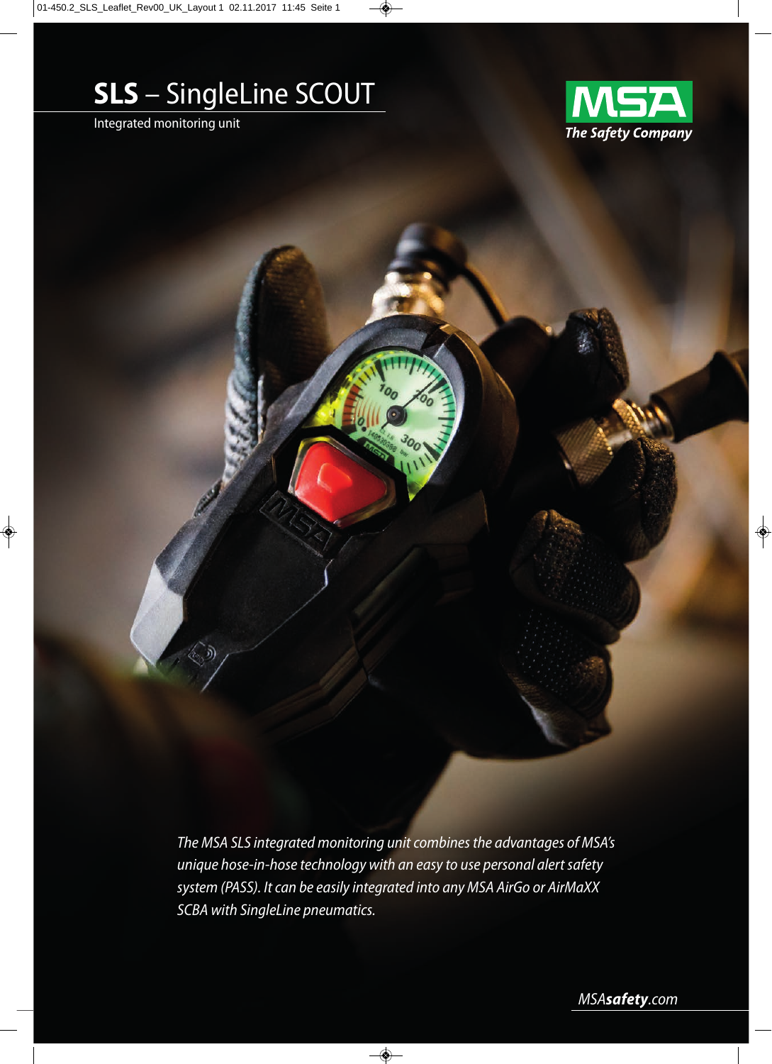# **SLS** – SingleLine SCOUT

Integrated monitoring unit

MSA
*The Safety Company*

*The MSA SLS integrated monitoring unit combines the advantages of MSA's unique hose-in-hose technology with an easy to use personal alert safety system (PASS). It can be easily integrated into any MSA AirGo or AirMaXX SCBA with SingleLine pneumatics.*

MSA**safety**.com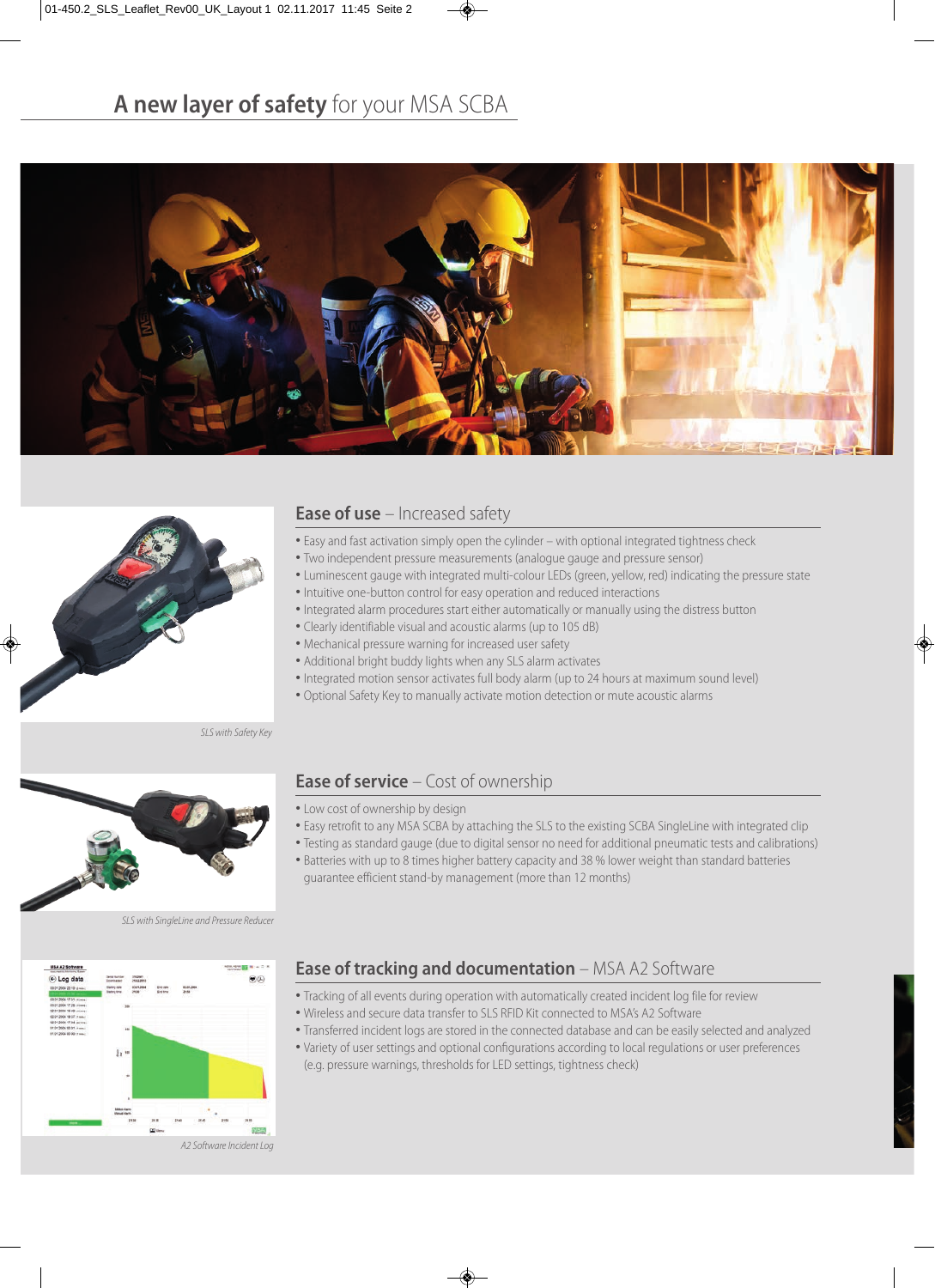# A new layer of safety for your MSA SCBA

SLS with Safety Key

## Ease of use – Increased safety

- Easy and fast activation simply open the cylinder – with optional integrated tightness check
- Two independent pressure measurements (analogue gauge and pressure sensor)
- Luminescent gauge with integrated multi-colour LEDs (green, yellow, red) indicating the pressure state
- Intuitive one-button control for easy operation and reduced interactions
- Integrated alarm procedures start either automatically or manually using the distress button
- Clearly identifiable visual and acoustic alarms (up to 105 dB)
- Mechanical pressure warning for increased user safety
- Additional bright buddy lights when any SLS alarm activates
- Integrated motion sensor activates full body alarm (up to 24 hours at maximum sound level)
- Optional Safety Key to manually activate motion detection or mute acoustic alarms

SLS with SingleLine and Pressure Reducer

## Ease of service – Cost of ownership

- Low cost of ownership by design
- Easy retrofit to any MSA SCBA by attaching the SLS to the existing SCBA SingleLine with integrated clip
- Testing as standard gauge (due to digital sensor no need for additional pneumatic tests and calibrations)
- Batteries with up to 8 times higher battery capacity and 38 % lower weight than standard batteries guarantee efficient stand-by management (more than 12 months)

A2 Software Incident Log

## Ease of tracking and documentation – MSA A2 Software

- Tracking of all events during operation with automatically created incident log file for review
- Wireless and secure data transfer to SLS RFID Kit connected to MSA's A2 Software
- Transferred incident logs are stored in the connected database and can be easily selected and analyzed
- Variety of user settings and optional configurations according to local regulations or user preferences (e.g. pressure warnings, thresholds for LED settings, tightness check)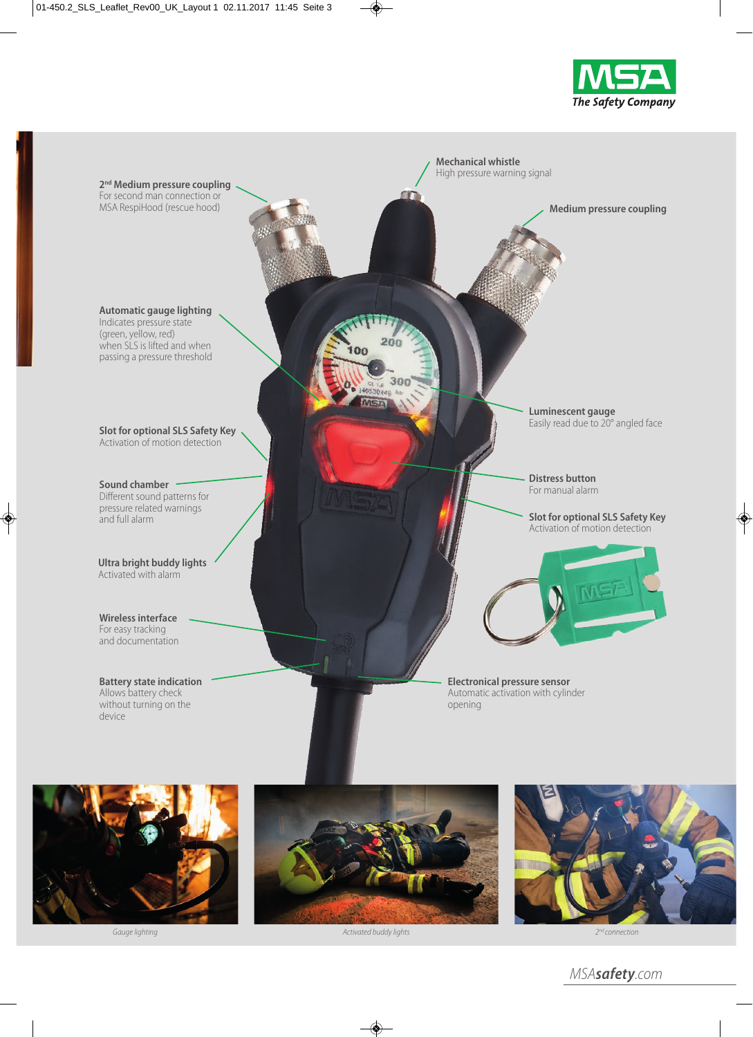**2nd Medium pressure coupling**
For second man connection or MSA RespiHood (rescue hood)

**Mechanical whistle**
High pressure warning signal

**Medium pressure coupling**

**Automatic gauge lighting**
Indicates pressure state (green, yellow, red) when SLS is lifted and when passing a pressure threshold

**Luminescent gauge**
Easily read due to 20° angled face

**Slot for optional SLS Safety Key**
Activation of motion detection

**Sound chamber**
Different sound patterns for pressure related warnings and full alarm

**Distress button**
For manual alarm

**Slot for optional SLS Safety Key**
Activation of motion detection

**Ultra bright buddy lights**
Activated with alarm

**Wireless interface**
For easy tracking and documentation

**Battery state indication**
Allows battery check without turning on the device

**Electronical pressure sensor**
Automatic activation with cylinder opening

*Gauge lighting*

*Activated buddy lights*

*2nd connection*

MSA**safety**.com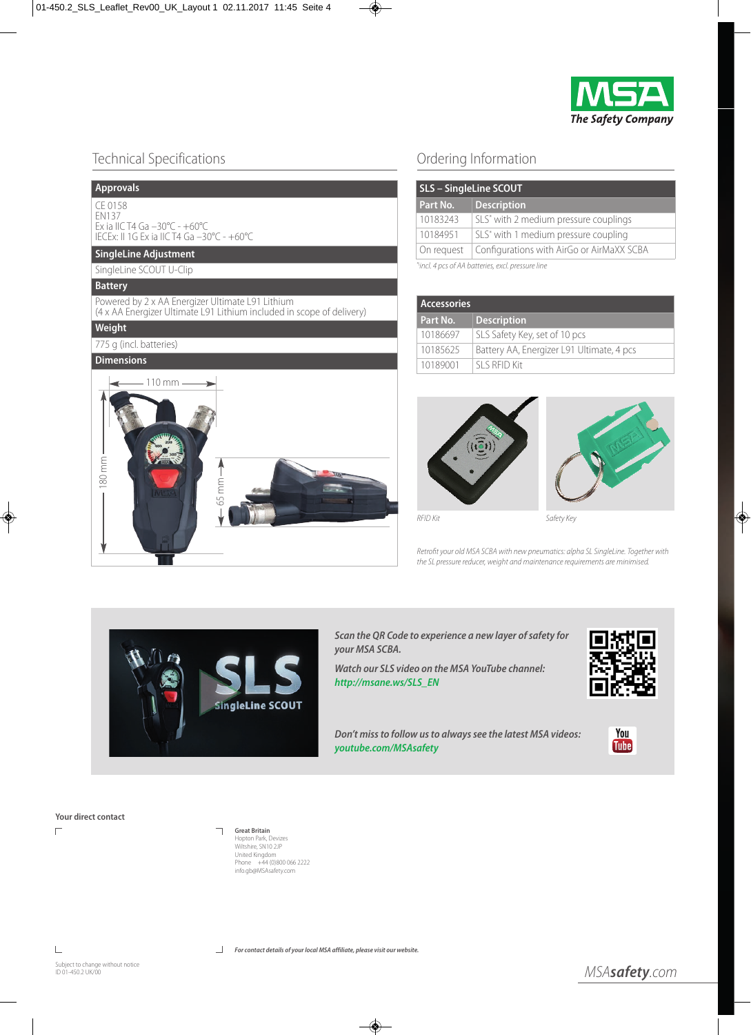MSA
The Safety Company

## Technical Specifications

### Approvals

CE 0158
EN137
Ex ia IIC T4 Ga –30°C - +60°C
IECEx: II 1G Ex ia IIC T4 Ga –30°C - +60°C

### SingleLine Adjustment

SingleLine SCOUT U-Clip

### Battery

Powered by 2 x AA Energizer Ultimate L91 Lithium
(4 x AA Energizer Ultimate L91 Lithium included in scope of delivery)

### Weight

775 g (incl. batteries)

### Dimensions

110 mm
180 mm
65 mm

## Ordering Information

**SLS – SingleLine SCOUT**

| Part No. | Description |
|---|---|
| 10183243 | SLS* with 2 medium pressure couplings |
| 10184951 | SLS* with 1 medium pressure coupling |
| On request | Configurations with AirGo or AirMaXX SCBA |

*incl. 4 pcs of AA batteries, excl. pressure line

**Accessories**

| Part No. | Description |
|---|---|
| 10186697 | SLS Safety Key, set of 10 pcs |
| 10185625 | Battery AA, Energizer L91 Ultimate, 4 pcs |
| 10189001 | SLS RFID Kit |

*RFID Kit*

*Safety Key*

*Retrofit your old MSA SCBA with new pneumatics: alpha SL SingleLine. Together with the SL pressure reducer, weight and maintenance requirements are minimised.*

SLS SingleLine SCOUT

*Scan the QR Code to experience a new layer of safety for your MSA SCBA.*

*Watch our SLS video on the MSA YouTube channel:* ***http://msane.ws/SLS_EN***

*Don't miss to follow us to always see the latest MSA videos:* ***youtube.com/MSAsafety***

**Your direct contact**

**Great Britain**
Hopton Park, Devizes
Wiltshire, SN10 2JP
United Kingdom
Phone +44 (0)800 066 2222
info.gb@MSAsafety.com

*For contact details of your local MSA affiliate, please visit our website.*

Subject to change without notice
ID 01-450.2 UK/00

MSAsafety.com